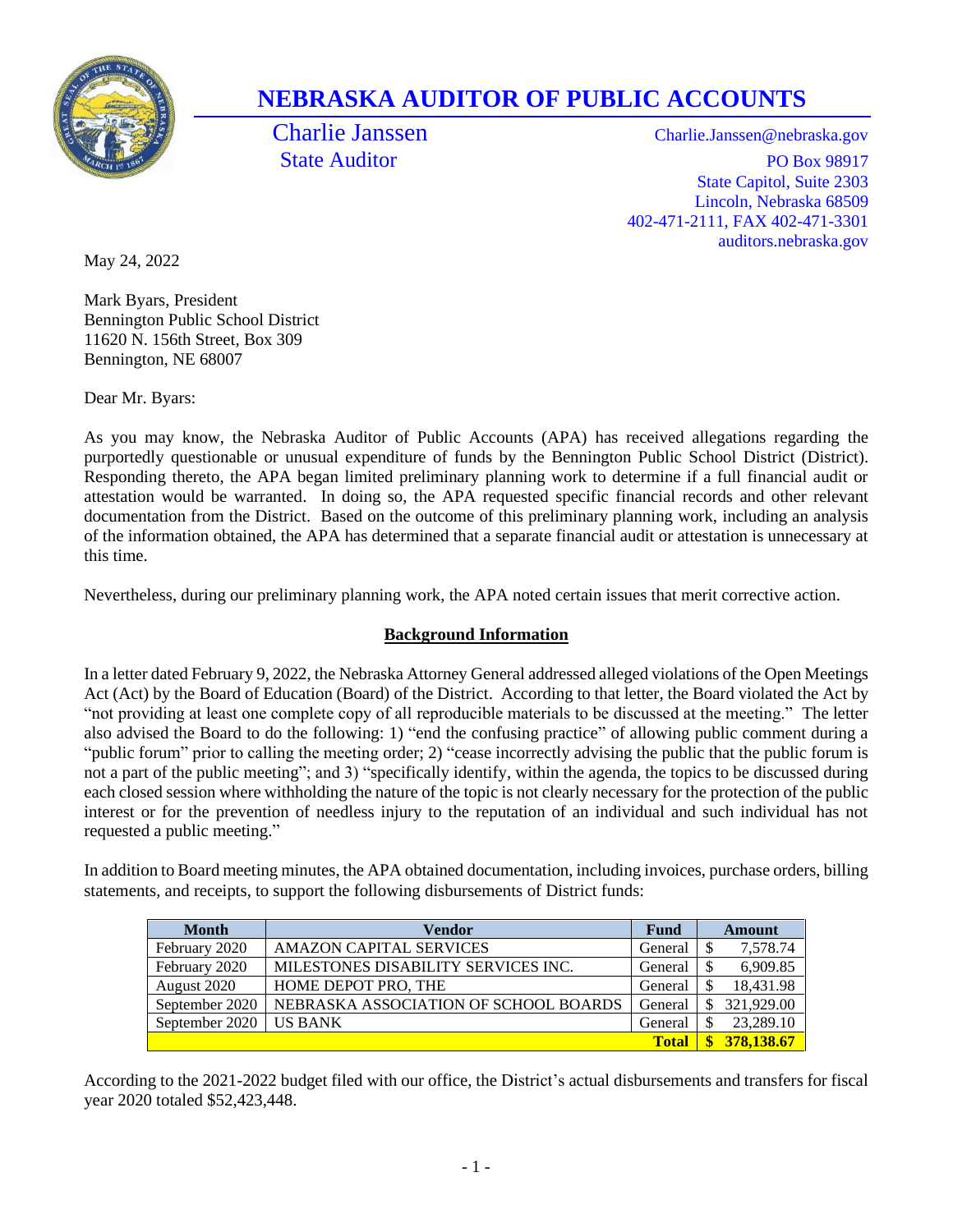# NEBRASKA AUDITOR OF PUBLIC ACCOUNTS

Charlie Janssen
State Auditor

Charlie.Janssen@nebraska.gov
PO Box 98917
State Capitol, Suite 2303
Lincoln, Nebraska 68509
402-471-2111, FAX 402-471-3301
auditors.nebraska.gov

May 24, 2022

Mark Byars, President
Bennington Public School District
11620 N. 156th Street, Box 309
Bennington, NE 68007

Dear Mr. Byars:

As you may know, the Nebraska Auditor of Public Accounts (APA) has received allegations regarding the purportedly questionable or unusual expenditure of funds by the Bennington Public School District (District). Responding thereto, the APA began limited preliminary planning work to determine if a full financial audit or attestation would be warranted. In doing so, the APA requested specific financial records and other relevant documentation from the District. Based on the outcome of this preliminary planning work, including an analysis of the information obtained, the APA has determined that a separate financial audit or attestation is unnecessary at this time.

Nevertheless, during our preliminary planning work, the APA noted certain issues that merit corrective action.

## Background Information

In a letter dated February 9, 2022, the Nebraska Attorney General addressed alleged violations of the Open Meetings Act (Act) by the Board of Education (Board) of the District. According to that letter, the Board violated the Act by "not providing at least one complete copy of all reproducible materials to be discussed at the meeting." The letter also advised the Board to do the following: 1) "end the confusing practice" of allowing public comment during a "public forum" prior to calling the meeting order; 2) "cease incorrectly advising the public that the public forum is not a part of the public meeting"; and 3) "specifically identify, within the agenda, the topics to be discussed during each closed session where withholding the nature of the topic is not clearly necessary for the protection of the public interest or for the prevention of needless injury to the reputation of an individual and such individual has not requested a public meeting."

In addition to Board meeting minutes, the APA obtained documentation, including invoices, purchase orders, billing statements, and receipts, to support the following disbursements of District funds:

| Month | Vendor | Fund | Amount |
|---|---|---|---|
| February 2020 | AMAZON CAPITAL SERVICES | General | $ 7,578.74 |
| February 2020 | MILESTONES DISABILITY SERVICES INC. | General | $ 6,909.85 |
| August 2020 | HOME DEPOT PRO, THE | General | $ 18,431.98 |
| September 2020 | NEBRASKA ASSOCIATION OF SCHOOL BOARDS | General | $ 321,929.00 |
| September 2020 | US BANK | General | $ 23,289.10 |
| | | **Total** | **$ 378,138.67** |

According to the 2021-2022 budget filed with our office, the District's actual disbursements and transfers for fiscal year 2020 totaled $52,423,448.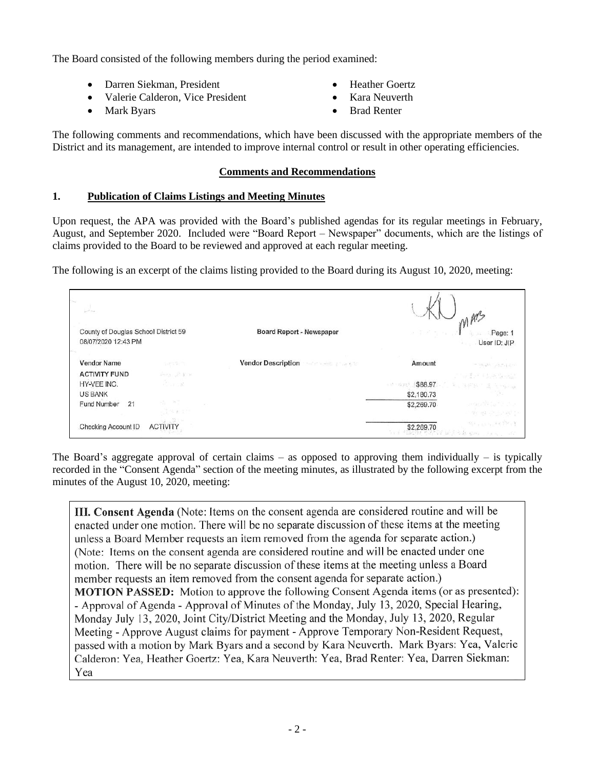The Board consisted of the following members during the period examined:

- Darren Siekman, President
- Valerie Calderon, Vice President
- Mark Byars
- Heather Goertz
- Kara Neuverth
- Brad Renter

The following comments and recommendations, which have been discussed with the appropriate members of the District and its management, are intended to improve internal control or result in other operating efficiencies.

## Comments and Recommendations

### 1. Publication of Claims Listings and Meeting Minutes

Upon request, the APA was provided with the Board's published agendas for its regular meetings in February, August, and September 2020. Included were "Board Report – Newspaper" documents, which are the listings of claims provided to the Board to be reviewed and approved at each regular meeting.

The following is an excerpt of the claims listing provided to the Board during its August 10, 2020, meeting:

County of Douglas School District 59 — Board Report - Newspaper — Page: 1
08/07/2020 12:43 PM — User ID: JIP

| Vendor Name | Vendor Description | Amount |
|---|---|---|
| ACTIVITY FUND | | |
| HY-VEE INC. | | $88.97 |
| US BANK | | $2,180.73 |
| Fund Number 21 | | $2,269.70 |
| Checking Account ID ACTIVITY | | $2,269.70 |

The Board's aggregate approval of certain claims – as opposed to approving them individually – is typically recorded in the "Consent Agenda" section of the meeting minutes, as illustrated by the following excerpt from the minutes of the August 10, 2020, meeting:

> **III. Consent Agenda** (Note: Items on the consent agenda are considered routine and will be enacted under one motion. There will be no separate discussion of these items at the meeting unless a Board Member requests an item removed from the agenda for separate action.) (Note: Items on the consent agenda are considered routine and will be enacted under one motion. There will be no separate discussion of these items at the meeting unless a Board member requests an item removed from the consent agenda for separate action.)
> **MOTION PASSED:** Motion to approve the following Consent Agenda items (or as presented): - Approval of Agenda - Approval of Minutes of the Monday, July 13, 2020, Special Hearing, Monday July 13, 2020, Joint City/District Meeting and the Monday, July 13, 2020, Regular Meeting - Approve August claims for payment - Approve Temporary Non-Resident Request, passed with a motion by Mark Byars and a second by Kara Neuverth. Mark Byars: Yea, Valerie Calderon: Yea, Heather Goertz: Yea, Kara Neuverth: Yea, Brad Renter: Yea, Darren Siekman: Yea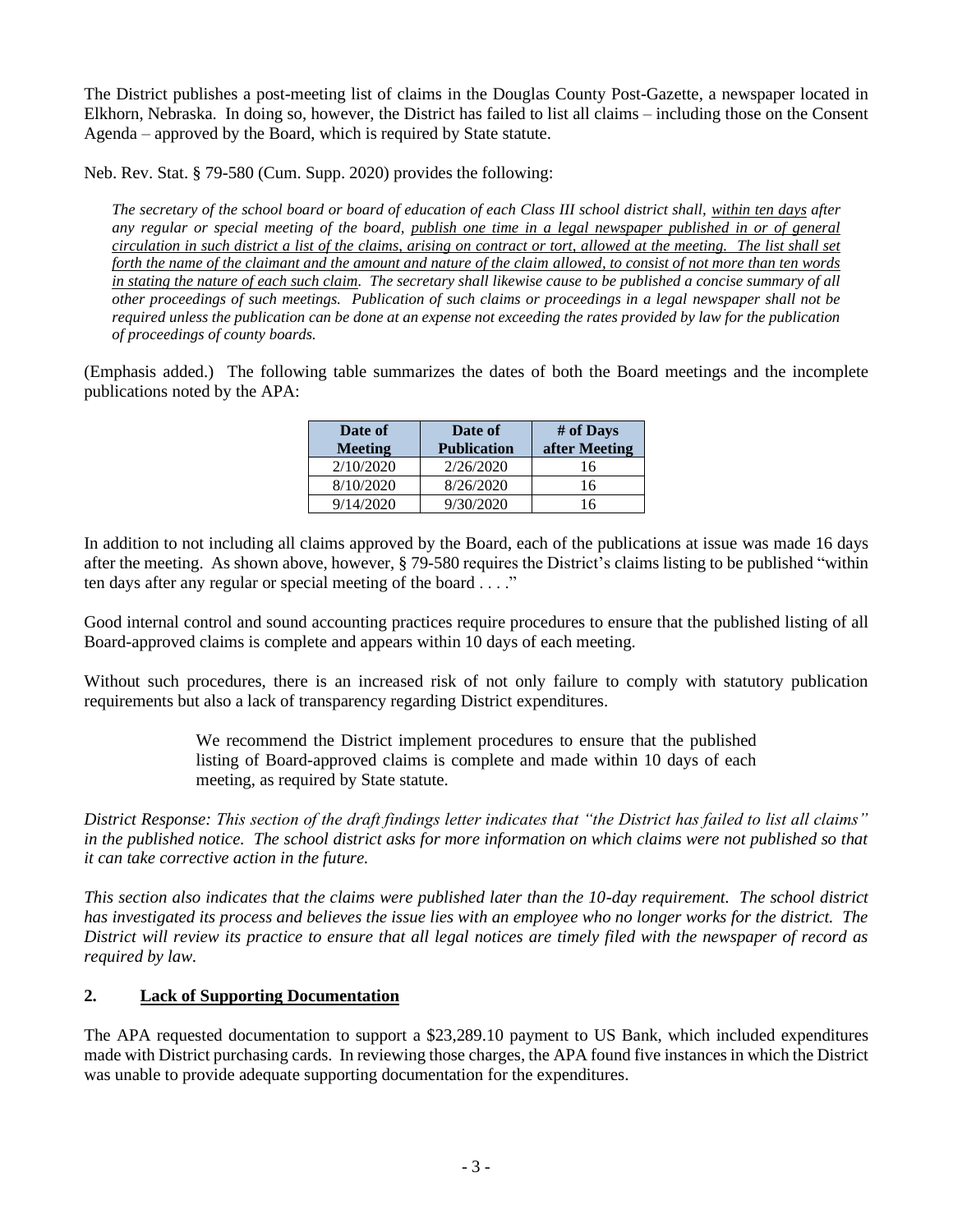The District publishes a post-meeting list of claims in the Douglas County Post-Gazette, a newspaper located in Elkhorn, Nebraska. In doing so, however, the District has failed to list all claims – including those on the Consent Agenda – approved by the Board, which is required by State statute.

Neb. Rev. Stat. § 79-580 (Cum. Supp. 2020) provides the following:

> *The secretary of the school board or board of education of each Class III school district shall, <u>within ten days</u> after any regular or special meeting of the board, <u>publish one time in a legal newspaper published in or of general circulation in such district a list of the claims, arising on contract or tort, allowed at the meeting. The list shall set forth the name of the claimant and the amount and nature of the claim allowed, to consist of not more than ten words in stating the nature of each such claim</u>. The secretary shall likewise cause to be published a concise summary of all other proceedings of such meetings. Publication of such claims or proceedings in a legal newspaper shall not be required unless the publication can be done at an expense not exceeding the rates provided by law for the publication of proceedings of county boards.*

(Emphasis added.) The following table summarizes the dates of both the Board meetings and the incomplete publications noted by the APA:

| Date of Meeting | Date of Publication | # of Days after Meeting |
|---|---|---|
| 2/10/2020 | 2/26/2020 | 16 |
| 8/10/2020 | 8/26/2020 | 16 |
| 9/14/2020 | 9/30/2020 | 16 |

In addition to not including all claims approved by the Board, each of the publications at issue was made 16 days after the meeting. As shown above, however, § 79-580 requires the District's claims listing to be published "within ten days after any regular or special meeting of the board . . . ."

Good internal control and sound accounting practices require procedures to ensure that the published listing of all Board-approved claims is complete and appears within 10 days of each meeting.

Without such procedures, there is an increased risk of not only failure to comply with statutory publication requirements but also a lack of transparency regarding District expenditures.

> We recommend the District implement procedures to ensure that the published listing of Board-approved claims is complete and made within 10 days of each meeting, as required by State statute.

*District Response: This section of the draft findings letter indicates that "the District has failed to list all claims" in the published notice. The school district asks for more information on which claims were not published so that it can take corrective action in the future.*

*This section also indicates that the claims were published later than the 10-day requirement. The school district has investigated its process and believes the issue lies with an employee who no longer works for the district. The District will review its practice to ensure that all legal notices are timely filed with the newspaper of record as required by law.*

## 2. <u>Lack of Supporting Documentation</u>

The APA requested documentation to support a $23,289.10 payment to US Bank, which included expenditures made with District purchasing cards. In reviewing those charges, the APA found five instances in which the District was unable to provide adequate supporting documentation for the expenditures.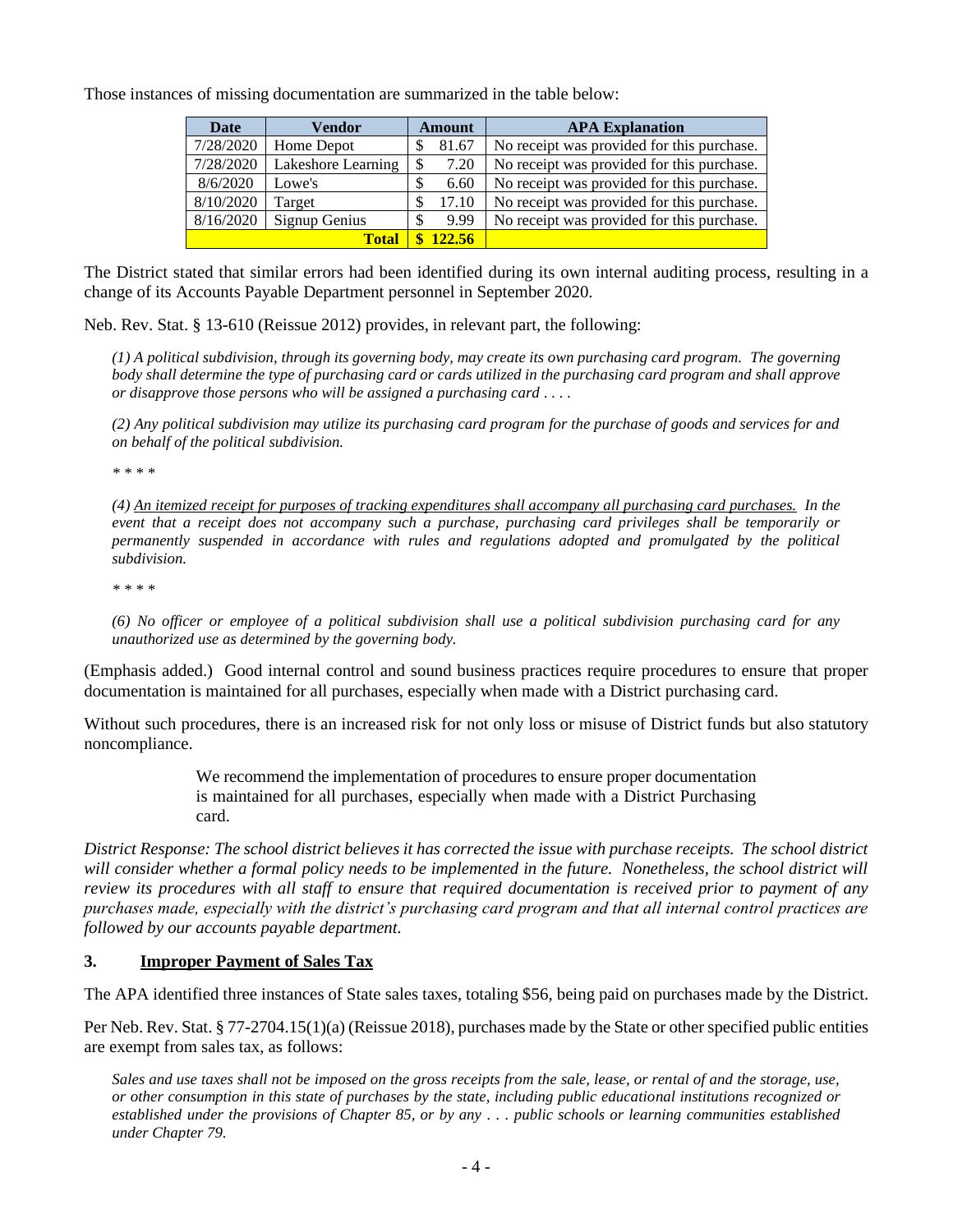Those instances of missing documentation are summarized in the table below:

| Date | Vendor | Amount | APA Explanation |
|---|---|---|---|
| 7/28/2020 | Home Depot | $ 81.67 | No receipt was provided for this purchase. |
| 7/28/2020 | Lakeshore Learning | $ 7.20 | No receipt was provided for this purchase. |
| 8/6/2020 | Lowe's | $ 6.60 | No receipt was provided for this purchase. |
| 8/10/2020 | Target | $ 17.10 | No receipt was provided for this purchase. |
| 8/16/2020 | Signup Genius | $ 9.99 | No receipt was provided for this purchase. |
| | **Total** | **$ 122.56** | |

The District stated that similar errors had been identified during its own internal auditing process, resulting in a change of its Accounts Payable Department personnel in September 2020.

Neb. Rev. Stat. § 13-610 (Reissue 2012) provides, in relevant part, the following:

> *(1) A political subdivision, through its governing body, may create its own purchasing card program. The governing body shall determine the type of purchasing card or cards utilized in the purchasing card program and shall approve or disapprove those persons who will be assigned a purchasing card . . . .*
>
> *(2) Any political subdivision may utilize its purchasing card program for the purchase of goods and services for and on behalf of the political subdivision.*
>
> *\* \* \* \**
>
> *(4) <u>An itemized receipt for purposes of tracking expenditures shall accompany all purchasing card purchases.</u> In the event that a receipt does not accompany such a purchase, purchasing card privileges shall be temporarily or permanently suspended in accordance with rules and regulations adopted and promulgated by the political subdivision.*
>
> *\* \* \* \**
>
> *(6) No officer or employee of a political subdivision shall use a political subdivision purchasing card for any unauthorized use as determined by the governing body.*

(Emphasis added.) Good internal control and sound business practices require procedures to ensure that proper documentation is maintained for all purchases, especially when made with a District purchasing card.

Without such procedures, there is an increased risk for not only loss or misuse of District funds but also statutory noncompliance.

> We recommend the implementation of procedures to ensure proper documentation is maintained for all purchases, especially when made with a District Purchasing card.

*District Response: The school district believes it has corrected the issue with purchase receipts. The school district will consider whether a formal policy needs to be implemented in the future. Nonetheless, the school district will review its procedures with all staff to ensure that required documentation is received prior to payment of any purchases made, especially with the district's purchasing card program and that all internal control practices are followed by our accounts payable department.*

## 3. <u>Improper Payment of Sales Tax</u>

The APA identified three instances of State sales taxes, totaling $56, being paid on purchases made by the District.

Per Neb. Rev. Stat. § 77-2704.15(1)(a) (Reissue 2018), purchases made by the State or other specified public entities are exempt from sales tax, as follows:

> *Sales and use taxes shall not be imposed on the gross receipts from the sale, lease, or rental of and the storage, use, or other consumption in this state of purchases by the state, including public educational institutions recognized or established under the provisions of Chapter 85, or by any . . . public schools or learning communities established under Chapter 79.*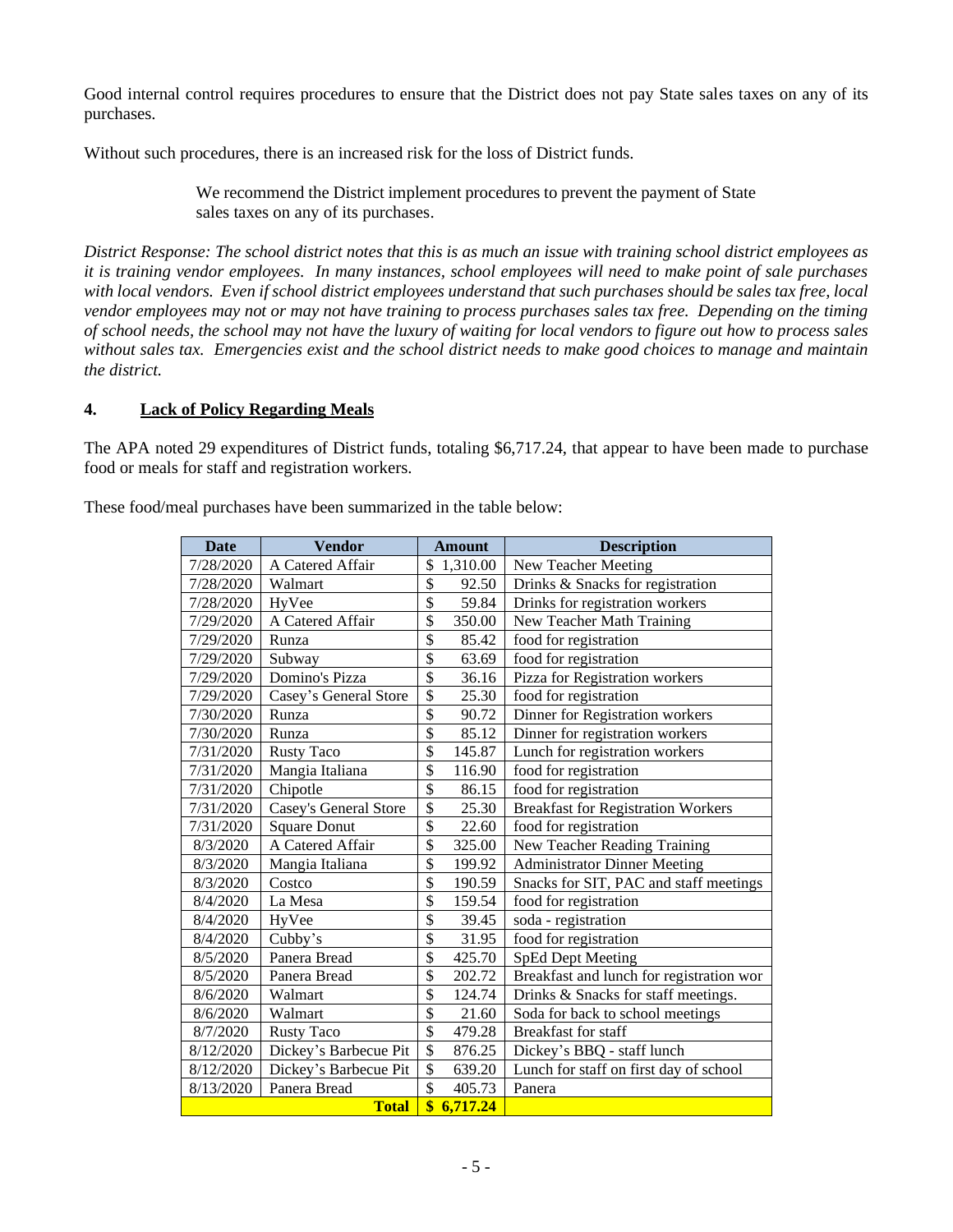Good internal control requires procedures to ensure that the District does not pay State sales taxes on any of its purchases.

Without such procedures, there is an increased risk for the loss of District funds.

> We recommend the District implement procedures to prevent the payment of State sales taxes on any of its purchases.

*District Response: The school district notes that this is as much an issue with training school district employees as it is training vendor employees. In many instances, school employees will need to make point of sale purchases with local vendors. Even if school district employees understand that such purchases should be sales tax free, local vendor employees may not or may not have training to process purchases sales tax free. Depending on the timing of school needs, the school may not have the luxury of waiting for local vendors to figure out how to process sales without sales tax. Emergencies exist and the school district needs to make good choices to manage and maintain the district.*

## 4. Lack of Policy Regarding Meals

The APA noted 29 expenditures of District funds, totaling $6,717.24, that appear to have been made to purchase food or meals for staff and registration workers.

These food/meal purchases have been summarized in the table below:

| Date | Vendor | Amount | Description |
|---|---|---|---|
| 7/28/2020 | A Catered Affair | $ 1,310.00 | New Teacher Meeting |
| 7/28/2020 | Walmart | $ 92.50 | Drinks & Snacks for registration |
| 7/28/2020 | HyVee | $ 59.84 | Drinks for registration workers |
| 7/29/2020 | A Catered Affair | $ 350.00 | New Teacher Math Training |
| 7/29/2020 | Runza | $ 85.42 | food for registration |
| 7/29/2020 | Subway | $ 63.69 | food for registration |
| 7/29/2020 | Domino's Pizza | $ 36.16 | Pizza for Registration workers |
| 7/29/2020 | Casey's General Store | $ 25.30 | food for registration |
| 7/30/2020 | Runza | $ 90.72 | Dinner for Registration workers |
| 7/30/2020 | Runza | $ 85.12 | Dinner for registration workers |
| 7/31/2020 | Rusty Taco | $ 145.87 | Lunch for registration workers |
| 7/31/2020 | Mangia Italiana | $ 116.90 | food for registration |
| 7/31/2020 | Chipotle | $ 86.15 | food for registration |
| 7/31/2020 | Casey's General Store | $ 25.30 | Breakfast for Registration Workers |
| 7/31/2020 | Square Donut | $ 22.60 | food for registration |
| 8/3/2020 | A Catered Affair | $ 325.00 | New Teacher Reading Training |
| 8/3/2020 | Mangia Italiana | $ 199.92 | Administrator Dinner Meeting |
| 8/3/2020 | Costco | $ 190.59 | Snacks for SIT, PAC and staff meetings |
| 8/4/2020 | La Mesa | $ 159.54 | food for registration |
| 8/4/2020 | HyVee | $ 39.45 | soda - registration |
| 8/4/2020 | Cubby's | $ 31.95 | food for registration |
| 8/5/2020 | Panera Bread | $ 425.70 | SpEd Dept Meeting |
| 8/5/2020 | Panera Bread | $ 202.72 | Breakfast and lunch for registration wor |
| 8/6/2020 | Walmart | $ 124.74 | Drinks & Snacks for staff meetings. |
| 8/6/2020 | Walmart | $ 21.60 | Soda for back to school meetings |
| 8/7/2020 | Rusty Taco | $ 479.28 | Breakfast for staff |
| 8/12/2020 | Dickey's Barbecue Pit | $ 876.25 | Dickey's BBQ - staff lunch |
| 8/12/2020 | Dickey's Barbecue Pit | $ 639.20 | Lunch for staff on first day of school |
| 8/13/2020 | Panera Bread | $ 405.73 | Panera |
| | **Total** | **$ 6,717.24** | |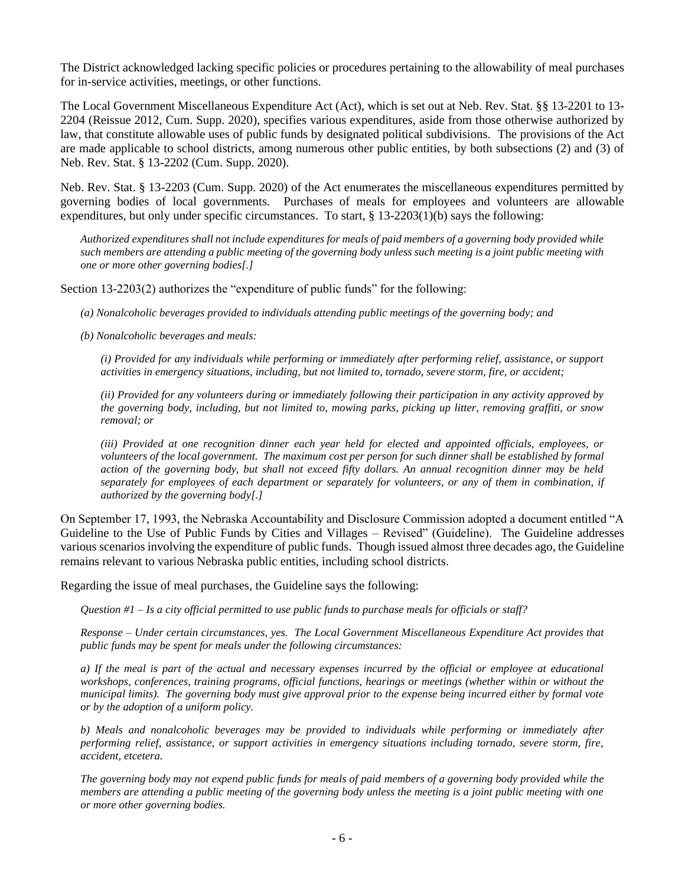The District acknowledged lacking specific policies or procedures pertaining to the allowability of meal purchases for in-service activities, meetings, or other functions.

The Local Government Miscellaneous Expenditure Act (Act), which is set out at Neb. Rev. Stat. §§ 13-2201 to 13-2204 (Reissue 2012, Cum. Supp. 2020), specifies various expenditures, aside from those otherwise authorized by law, that constitute allowable uses of public funds by designated political subdivisions. The provisions of the Act are made applicable to school districts, among numerous other public entities, by both subsections (2) and (3) of Neb. Rev. Stat. § 13-2202 (Cum. Supp. 2020).

Neb. Rev. Stat. § 13-2203 (Cum. Supp. 2020) of the Act enumerates the miscellaneous expenditures permitted by governing bodies of local governments. Purchases of meals for employees and volunteers are allowable expenditures, but only under specific circumstances. To start, § 13-2203(1)(b) says the following:

> *Authorized expenditures shall not include expenditures for meals of paid members of a governing body provided while such members are attending a public meeting of the governing body unless such meeting is a joint public meeting with one or more other governing bodies[.]*

Section 13-2203(2) authorizes the "expenditure of public funds" for the following:

> *(a) Nonalcoholic beverages provided to individuals attending public meetings of the governing body; and*
>
> *(b) Nonalcoholic beverages and meals:*
>
> > *(i) Provided for any individuals while performing or immediately after performing relief, assistance, or support activities in emergency situations, including, but not limited to, tornado, severe storm, fire, or accident;*
> >
> > *(ii) Provided for any volunteers during or immediately following their participation in any activity approved by the governing body, including, but not limited to, mowing parks, picking up litter, removing graffiti, or snow removal; or*
> >
> > *(iii) Provided at one recognition dinner each year held for elected and appointed officials, employees, or volunteers of the local government. The maximum cost per person for such dinner shall be established by formal action of the governing body, but shall not exceed fifty dollars. An annual recognition dinner may be held separately for employees of each department or separately for volunteers, or any of them in combination, if authorized by the governing body[.]*

On September 17, 1993, the Nebraska Accountability and Disclosure Commission adopted a document entitled "A Guideline to the Use of Public Funds by Cities and Villages – Revised" (Guideline). The Guideline addresses various scenarios involving the expenditure of public funds. Though issued almost three decades ago, the Guideline remains relevant to various Nebraska public entities, including school districts.

Regarding the issue of meal purchases, the Guideline says the following:

> *Question #1 – Is a city official permitted to use public funds to purchase meals for officials or staff?*
>
> *Response – Under certain circumstances, yes. The Local Government Miscellaneous Expenditure Act provides that public funds may be spent for meals under the following circumstances:*
>
> *a) If the meal is part of the actual and necessary expenses incurred by the official or employee at educational workshops, conferences, training programs, official functions, hearings or meetings (whether within or without the municipal limits). The governing body must give approval prior to the expense being incurred either by formal vote or by the adoption of a uniform policy.*
>
> *b) Meals and nonalcoholic beverages may be provided to individuals while performing or immediately after performing relief, assistance, or support activities in emergency situations including tornado, severe storm, fire, accident, etcetera.*
>
> *The governing body may not expend public funds for meals of paid members of a governing body provided while the members are attending a public meeting of the governing body unless the meeting is a joint public meeting with one or more other governing bodies.*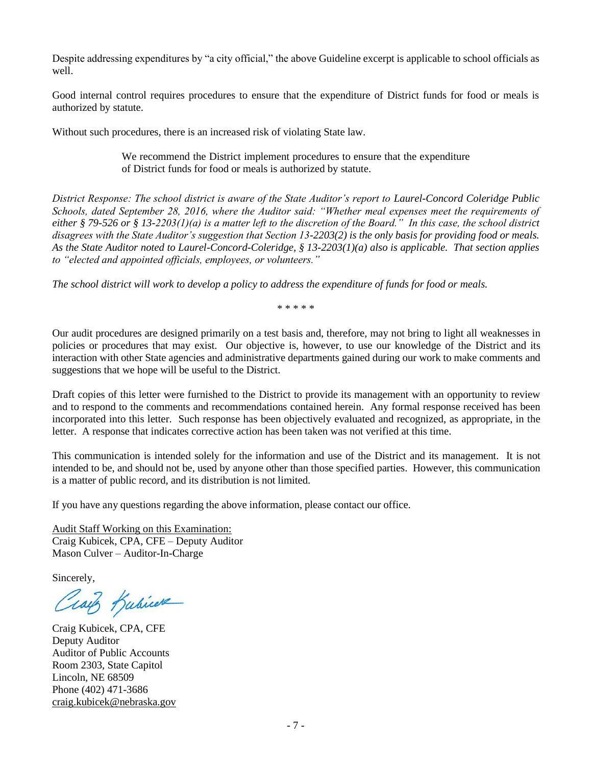Despite addressing expenditures by "a city official," the above Guideline excerpt is applicable to school officials as well.

Good internal control requires procedures to ensure that the expenditure of District funds for food or meals is authorized by statute.

Without such procedures, there is an increased risk of violating State law.

> We recommend the District implement procedures to ensure that the expenditure of District funds for food or meals is authorized by statute.

*District Response: The school district is aware of the State Auditor's report to Laurel-Concord Coleridge Public Schools, dated September 28, 2016, where the Auditor said: "Whether meal expenses meet the requirements of either § 79-526 or § 13-2203(1)(a) is a matter left to the discretion of the Board." In this case, the school district disagrees with the State Auditor's suggestion that Section 13-2203(2) is the only basis for providing food or meals. As the State Auditor noted to Laurel-Concord-Coleridge, § 13-2203(1)(a) also is applicable. That section applies to "elected and appointed officials, employees, or volunteers."*

*The school district will work to develop a policy to address the expenditure of funds for food or meals.*

\* \* \* \* \*

Our audit procedures are designed primarily on a test basis and, therefore, may not bring to light all weaknesses in policies or procedures that may exist. Our objective is, however, to use our knowledge of the District and its interaction with other State agencies and administrative departments gained during our work to make comments and suggestions that we hope will be useful to the District.

Draft copies of this letter were furnished to the District to provide its management with an opportunity to review and to respond to the comments and recommendations contained herein. Any formal response received has been incorporated into this letter. Such response has been objectively evaluated and recognized, as appropriate, in the letter. A response that indicates corrective action has been taken was not verified at this time.

This communication is intended solely for the information and use of the District and its management. It is not intended to be, and should not be, used by anyone other than those specified parties. However, this communication is a matter of public record, and its distribution is not limited.

If you have any questions regarding the above information, please contact our office.

Audit Staff Working on this Examination:
Craig Kubicek, CPA, CFE – Deputy Auditor
Mason Culver – Auditor-In-Charge

Sincerely,

Craig Kubicek

Craig Kubicek, CPA, CFE
Deputy Auditor
Auditor of Public Accounts
Room 2303, State Capitol
Lincoln, NE 68509
Phone (402) 471-3686
craig.kubicek@nebraska.gov